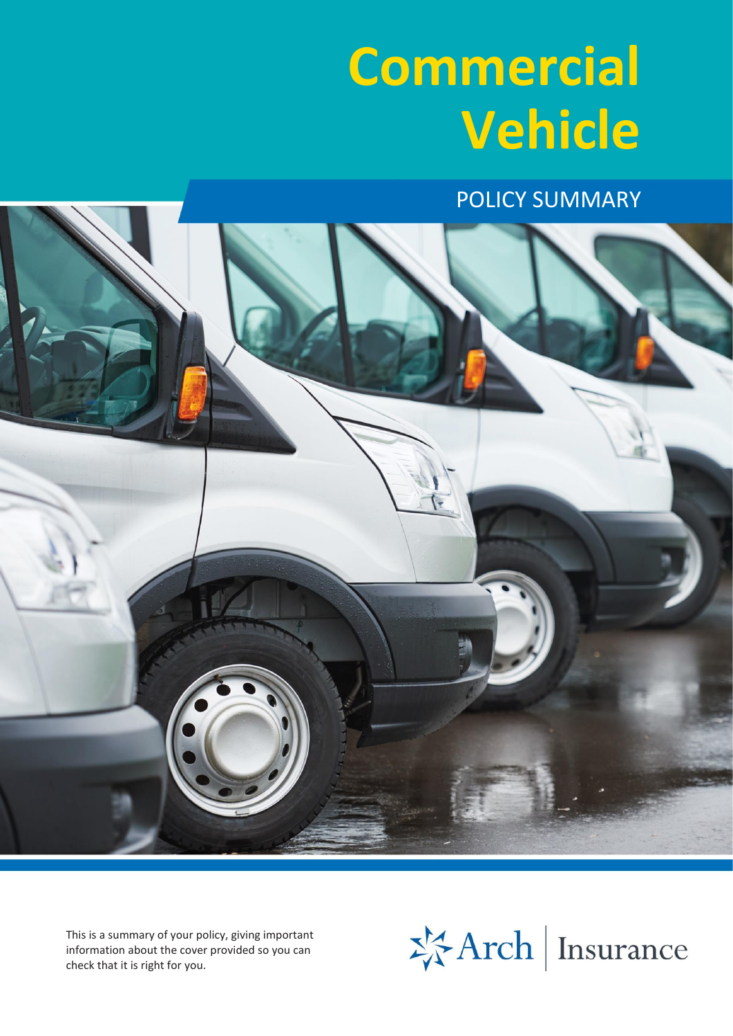# Commercial Vehicle

## POLICY SUMMARY

This is a summary of your policy, giving important information about the cover provided so you can check that it is right for you.

Arch | Insurance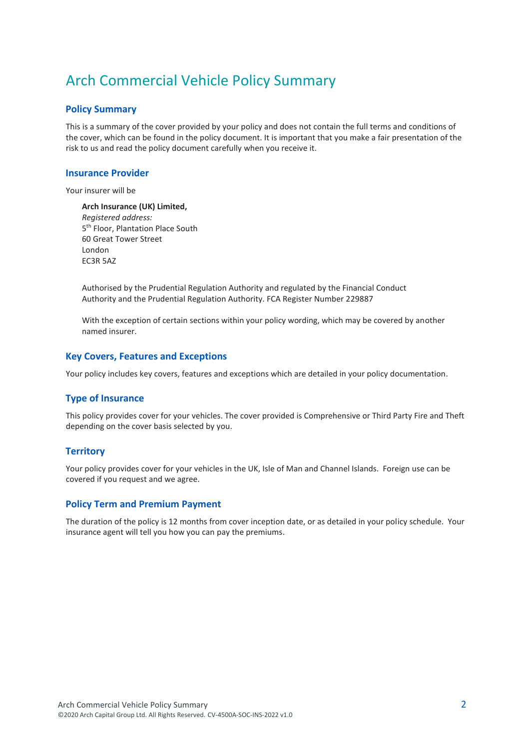# Arch Commercial Vehicle Policy Summary

## Policy Summary

This is a summary of the cover provided by your policy and does not contain the full terms and conditions of the cover, which can be found in the policy document. It is important that you make a fair presentation of the risk to us and read the policy document carefully when you receive it.

## Insurance Provider

Your insurer will be

> **Arch Insurance (UK) Limited,**
> *Registered address:*
> 5th Floor, Plantation Place South
> 60 Great Tower Street
> London
> EC3R 5AZ
>
> Authorised by the Prudential Regulation Authority and regulated by the Financial Conduct Authority and the Prudential Regulation Authority. FCA Register Number 229887
>
> With the exception of certain sections within your policy wording, which may be covered by another named insurer.

## Key Covers, Features and Exceptions

Your policy includes key covers, features and exceptions which are detailed in your policy documentation.

## Type of Insurance

This policy provides cover for your vehicles. The cover provided is Comprehensive or Third Party Fire and Theft depending on the cover basis selected by you.

## Territory

Your policy provides cover for your vehicles in the UK, Isle of Man and Channel Islands. Foreign use can be covered if you request and we agree.

## Policy Term and Premium Payment

The duration of the policy is 12 months from cover inception date, or as detailed in your policy schedule. Your insurance agent will tell you how you can pay the premiums.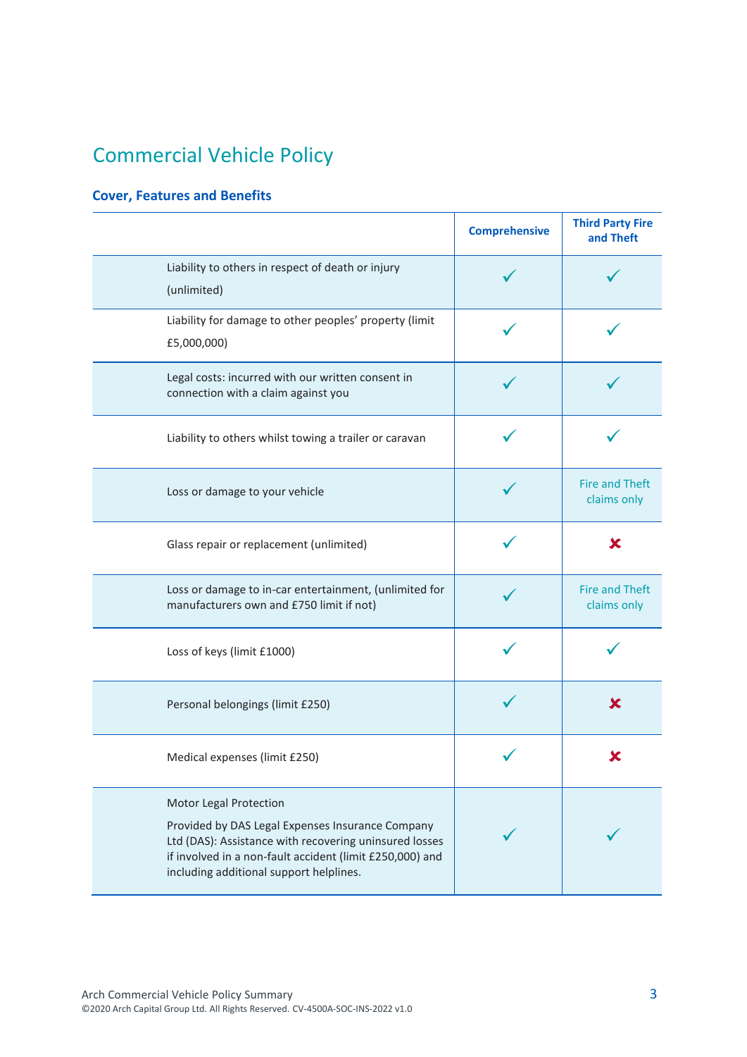# Commercial Vehicle Policy

## Cover, Features and Benefits

| | Comprehensive | Third Party Fire and Theft |
|---|---|---|
| Liability to others in respect of death or injury (unlimited) | ✓ | ✓ |
| Liability for damage to other peoples' property (limit £5,000,000) | ✓ | ✓ |
| Legal costs: incurred with our written consent in connection with a claim against you | ✓ | ✓ |
| Liability to others whilst towing a trailer or caravan | ✓ | ✓ |
| Loss or damage to your vehicle | ✓ | Fire and Theft claims only |
| Glass repair or replacement (unlimited) | ✓ | ✗ |
| Loss or damage to in-car entertainment, (unlimited for manufacturers own and £750 limit if not) | ✓ | Fire and Theft claims only |
| Loss of keys (limit £1000) | ✓ | ✓ |
| Personal belongings (limit £250) | ✓ | ✗ |
| Medical expenses (limit £250) | ✓ | ✗ |
| Motor Legal Protection<br><br>Provided by DAS Legal Expenses Insurance Company Ltd (DAS): Assistance with recovering uninsured losses if involved in a non-fault accident (limit £250,000) and including additional support helplines. | ✓ | ✓ |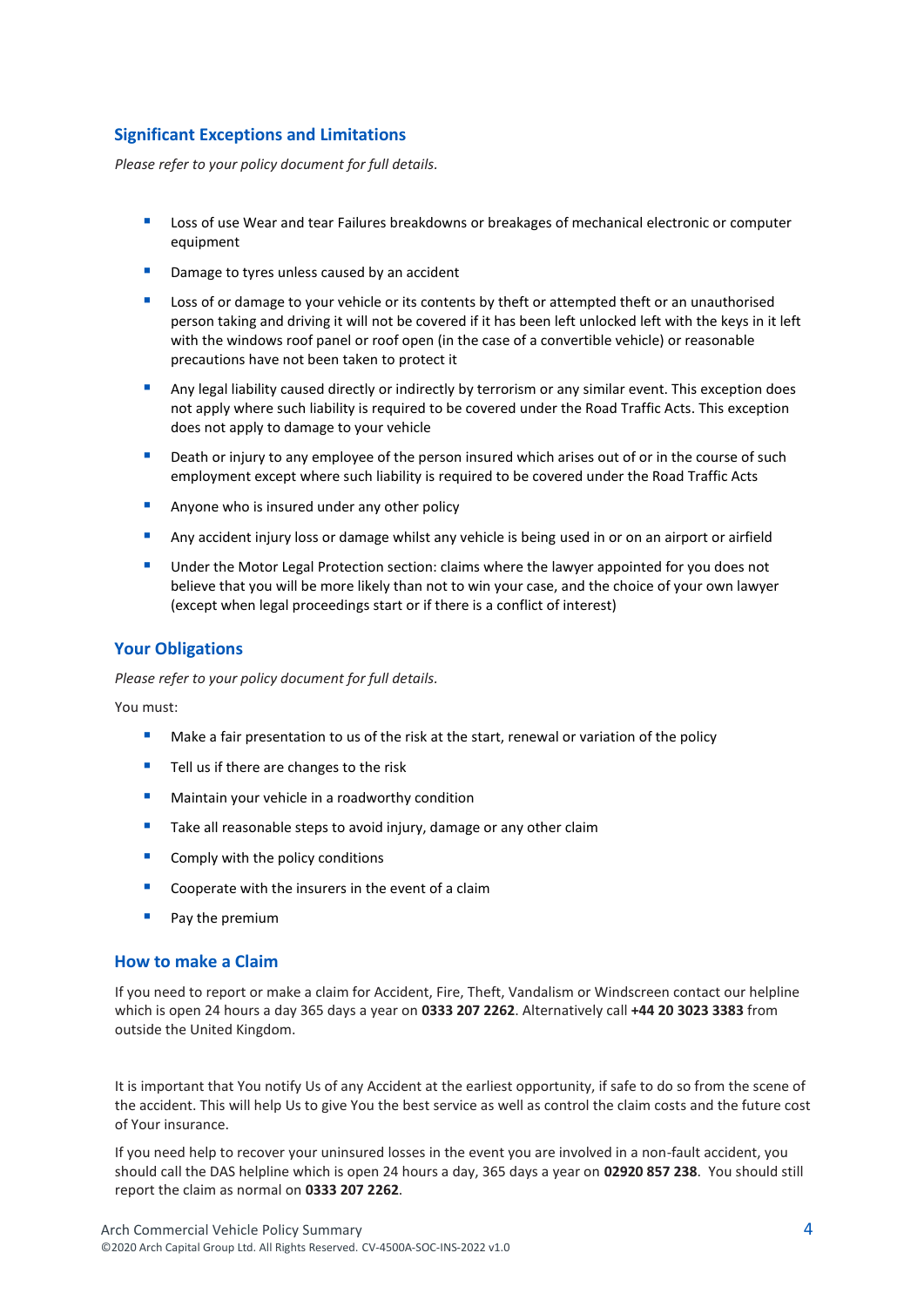## Significant Exceptions and Limitations

*Please refer to your policy document for full details.*

- Loss of use Wear and tear Failures breakdowns or breakages of mechanical electronic or computer equipment
- Damage to tyres unless caused by an accident
- Loss of or damage to your vehicle or its contents by theft or attempted theft or an unauthorised person taking and driving it will not be covered if it has been left unlocked left with the keys in it left with the windows roof panel or roof open (in the case of a convertible vehicle) or reasonable precautions have not been taken to protect it
- Any legal liability caused directly or indirectly by terrorism or any similar event. This exception does not apply where such liability is required to be covered under the Road Traffic Acts. This exception does not apply to damage to your vehicle
- Death or injury to any employee of the person insured which arises out of or in the course of such employment except where such liability is required to be covered under the Road Traffic Acts
- Anyone who is insured under any other policy
- Any accident injury loss or damage whilst any vehicle is being used in or on an airport or airfield
- Under the Motor Legal Protection section: claims where the lawyer appointed for you does not believe that you will be more likely than not to win your case, and the choice of your own lawyer (except when legal proceedings start or if there is a conflict of interest)

## Your Obligations

*Please refer to your policy document for full details.*

You must:

- Make a fair presentation to us of the risk at the start, renewal or variation of the policy
- Tell us if there are changes to the risk
- Maintain your vehicle in a roadworthy condition
- Take all reasonable steps to avoid injury, damage or any other claim
- Comply with the policy conditions
- Cooperate with the insurers in the event of a claim
- Pay the premium

## How to make a Claim

If you need to report or make a claim for Accident, Fire, Theft, Vandalism or Windscreen contact our helpline which is open 24 hours a day 365 days a year on **0333 207 2262**. Alternatively call **+44 20 3023 3383** from outside the United Kingdom.

It is important that You notify Us of any Accident at the earliest opportunity, if safe to do so from the scene of the accident. This will help Us to give You the best service as well as control the claim costs and the future cost of Your insurance.

If you need help to recover your uninsured losses in the event you are involved in a non-fault accident, you should call the DAS helpline which is open 24 hours a day, 365 days a year on **02920 857 238**. You should still report the claim as normal on **0333 207 2262**.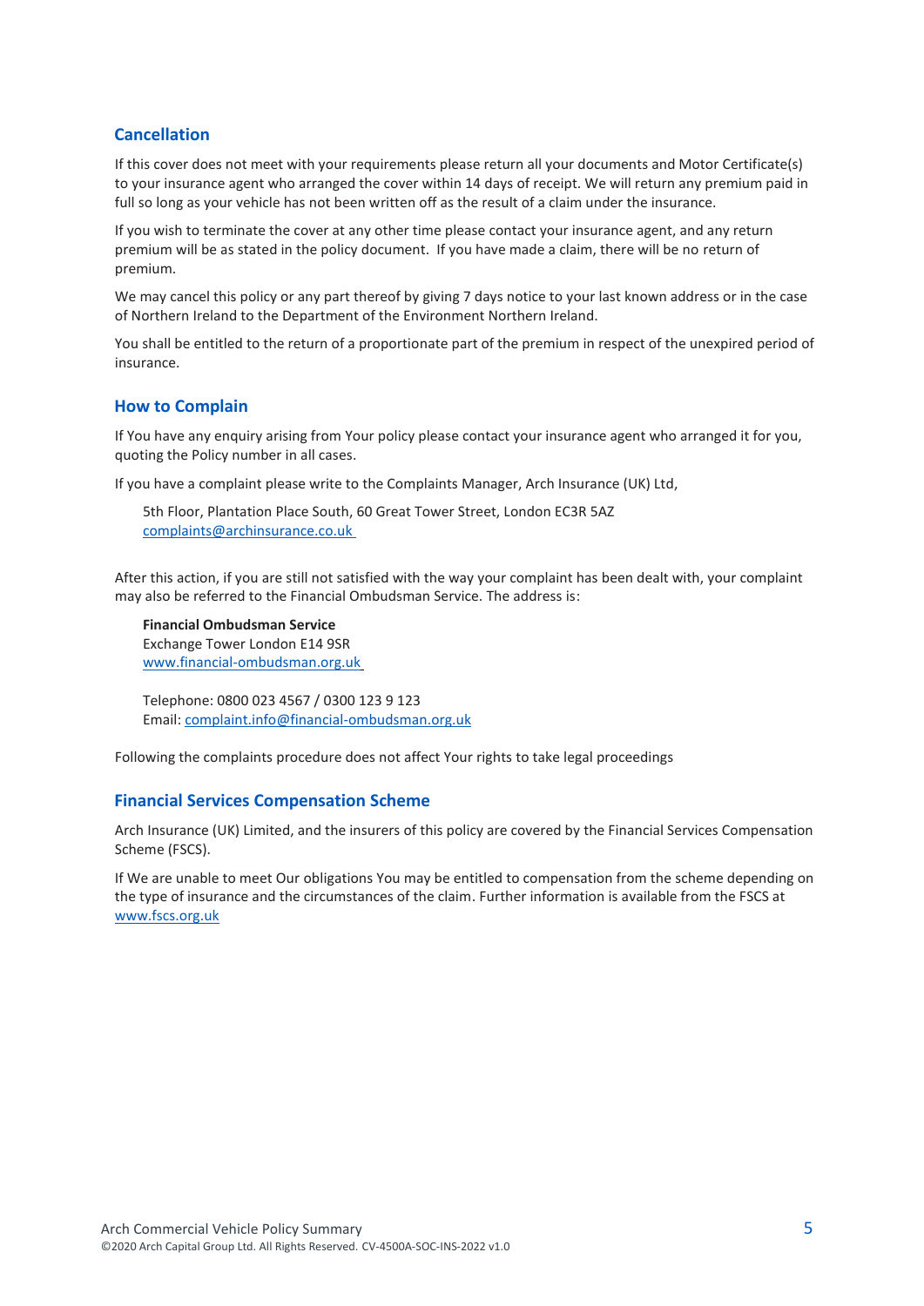## Cancellation

If this cover does not meet with your requirements please return all your documents and Motor Certificate(s) to your insurance agent who arranged the cover within 14 days of receipt. We will return any premium paid in full so long as your vehicle has not been written off as the result of a claim under the insurance.

If you wish to terminate the cover at any other time please contact your insurance agent, and any return premium will be as stated in the policy document. If you have made a claim, there will be no return of premium.

We may cancel this policy or any part thereof by giving 7 days notice to your last known address or in the case of Northern Ireland to the Department of the Environment Northern Ireland.

You shall be entitled to the return of a proportionate part of the premium in respect of the unexpired period of insurance.

## How to Complain

If You have any enquiry arising from Your policy please contact your insurance agent who arranged it for you, quoting the Policy number in all cases.

If you have a complaint please write to the Complaints Manager, Arch Insurance (UK) Ltd,

5th Floor, Plantation Place South, 60 Great Tower Street, London EC3R 5AZ
complaints@archinsurance.co.uk

After this action, if you are still not satisfied with the way your complaint has been dealt with, your complaint may also be referred to the Financial Ombudsman Service. The address is:

**Financial Ombudsman Service**
Exchange Tower London E14 9SR
www.financial-ombudsman.org.uk

Telephone: 0800 023 4567 / 0300 123 9 123
Email: complaint.info@financial-ombudsman.org.uk

Following the complaints procedure does not affect Your rights to take legal proceedings

## Financial Services Compensation Scheme

Arch Insurance (UK) Limited, and the insurers of this policy are covered by the Financial Services Compensation Scheme (FSCS).

If We are unable to meet Our obligations You may be entitled to compensation from the scheme depending on the type of insurance and the circumstances of the claim. Further information is available from the FSCS at www.fscs.org.uk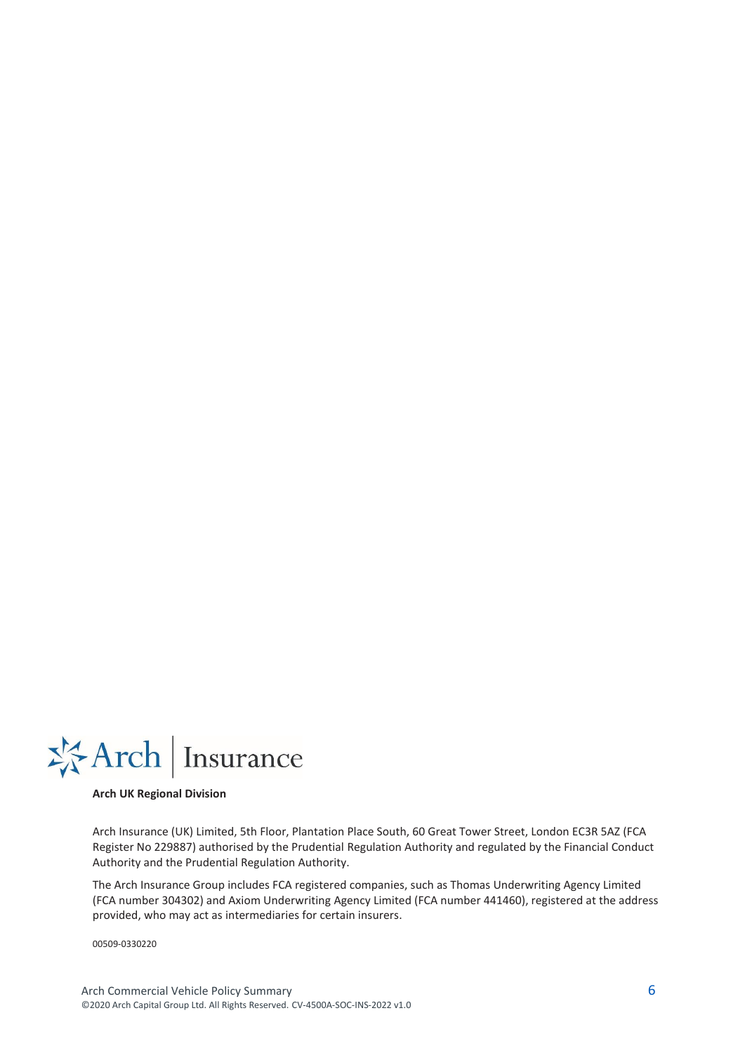Arch | Insurance

**Arch UK Regional Division**

Arch Insurance (UK) Limited, 5th Floor, Plantation Place South, 60 Great Tower Street, London EC3R 5AZ (FCA Register No 229887) authorised by the Prudential Regulation Authority and regulated by the Financial Conduct Authority and the Prudential Regulation Authority.

The Arch Insurance Group includes FCA registered companies, such as Thomas Underwriting Agency Limited (FCA number 304302) and Axiom Underwriting Agency Limited (FCA number 441460), registered at the address provided, who may act as intermediaries for certain insurers.

00509-0330220